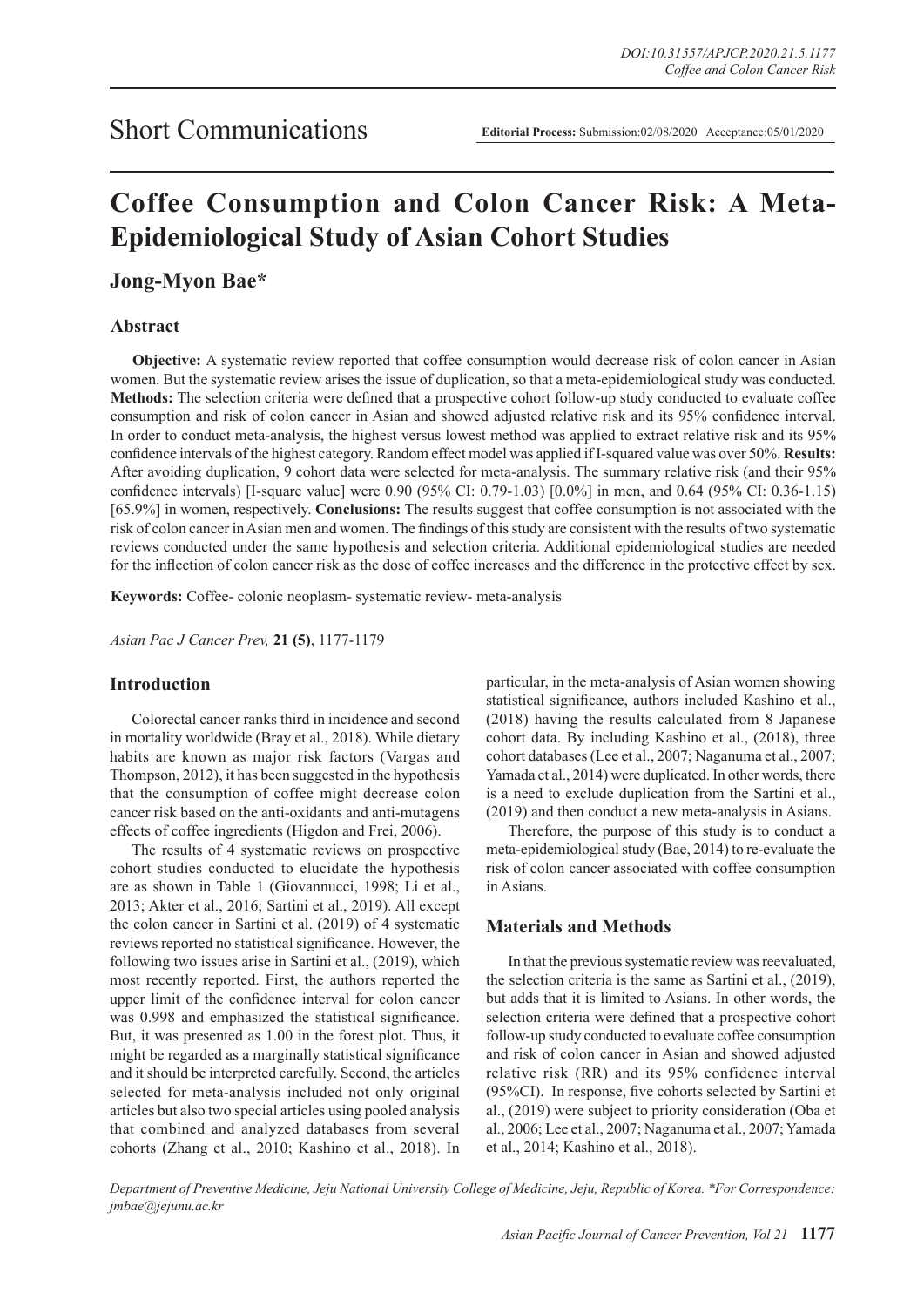Short Communications

**Editorial Process:** Submission:02/08/2020 Acceptance:05/01/2020

# Coffee Consumption and Colon Cancer Risk: A Meta-Epidemiological Study of Asian Cohort Studies

## Jong-Myon Bae*

### Abstract

**Objective:** A systematic review reported that coffee consumption would decrease risk of colon cancer in Asian women. But the systematic review arises the issue of duplication, so that a meta-epidemiological study was conducted. **Methods:** The selection criteria were defined that a prospective cohort follow-up study conducted to evaluate coffee consumption and risk of colon cancer in Asian and showed adjusted relative risk and its 95% confidence interval. In order to conduct meta-analysis, the highest versus lowest method was applied to extract relative risk and its 95% confidence intervals of the highest category. Random effect model was applied if I-squared value was over 50%. **Results:** After avoiding duplication, 9 cohort data were selected for meta-analysis. The summary relative risk (and their 95% confidence intervals) [I-square value] were 0.90 (95% CI: 0.79-1.03) [0.0%] in men, and 0.64 (95% CI: 0.36-1.15) [65.9%] in women, respectively. **Conclusions:** The results suggest that coffee consumption is not associated with the risk of colon cancer in Asian men and women. The findings of this study are consistent with the results of two systematic reviews conducted under the same hypothesis and selection criteria. Additional epidemiological studies are needed for the inflection of colon cancer risk as the dose of coffee increases and the difference in the protective effect by sex.

**Keywords:** Coffee- colonic neoplasm- systematic review- meta-analysis

*Asian Pac J Cancer Prev,* **21 (5)**, 1177-1179

### Introduction

Colorectal cancer ranks third in incidence and second in mortality worldwide (Bray et al., 2018). While dietary habits are known as major risk factors (Vargas and Thompson, 2012), it has been suggested in the hypothesis that the consumption of coffee might decrease colon cancer risk based on the anti-oxidants and anti-mutagens effects of coffee ingredients (Higdon and Frei, 2006).

The results of 4 systematic reviews on prospective cohort studies conducted to elucidate the hypothesis are as shown in Table 1 (Giovannucci, 1998; Li et al., 2013; Akter et al., 2016; Sartini et al., 2019). All except the colon cancer in Sartini et al. (2019) of 4 systematic reviews reported no statistical significance. However, the following two issues arise in Sartini et al., (2019), which most recently reported. First, the authors reported the upper limit of the confidence interval for colon cancer was 0.998 and emphasized the statistical significance. But, it was presented as 1.00 in the forest plot. Thus, it might be regarded as a marginally statistical significance and it should be interpreted carefully. Second, the articles selected for meta-analysis included not only original articles but also two special articles using pooled analysis that combined and analyzed databases from several cohorts (Zhang et al., 2010; Kashino et al., 2018). In particular, in the meta-analysis of Asian women showing statistical significance, authors included Kashino et al., (2018) having the results calculated from 8 Japanese cohort data. By including Kashino et al., (2018), three cohort databases (Lee et al., 2007; Naganuma et al., 2007; Yamada et al., 2014) were duplicated. In other words, there is a need to exclude duplication from the Sartini et al., (2019) and then conduct a new meta-analysis in Asians.

Therefore, the purpose of this study is to conduct a meta-epidemiological study (Bae, 2014) to re-evaluate the risk of colon cancer associated with coffee consumption in Asians.

### Materials and Methods

In that the previous systematic review was reevaluated, the selection criteria is the same as Sartini et al., (2019), but adds that it is limited to Asians. In other words, the selection criteria were defined that a prospective cohort follow-up study conducted to evaluate coffee consumption and risk of colon cancer in Asian and showed adjusted relative risk (RR) and its 95% confidence interval (95%CI). In response, five cohorts selected by Sartini et al., (2019) were subject to priority consideration (Oba et al., 2006; Lee et al., 2007; Naganuma et al., 2007; Yamada et al., 2014; Kashino et al., 2018).

*Department of Preventive Medicine, Jeju National University College of Medicine, Jeju, Republic of Korea. \*For Correspondence: jmbae@jejunu.ac.kr*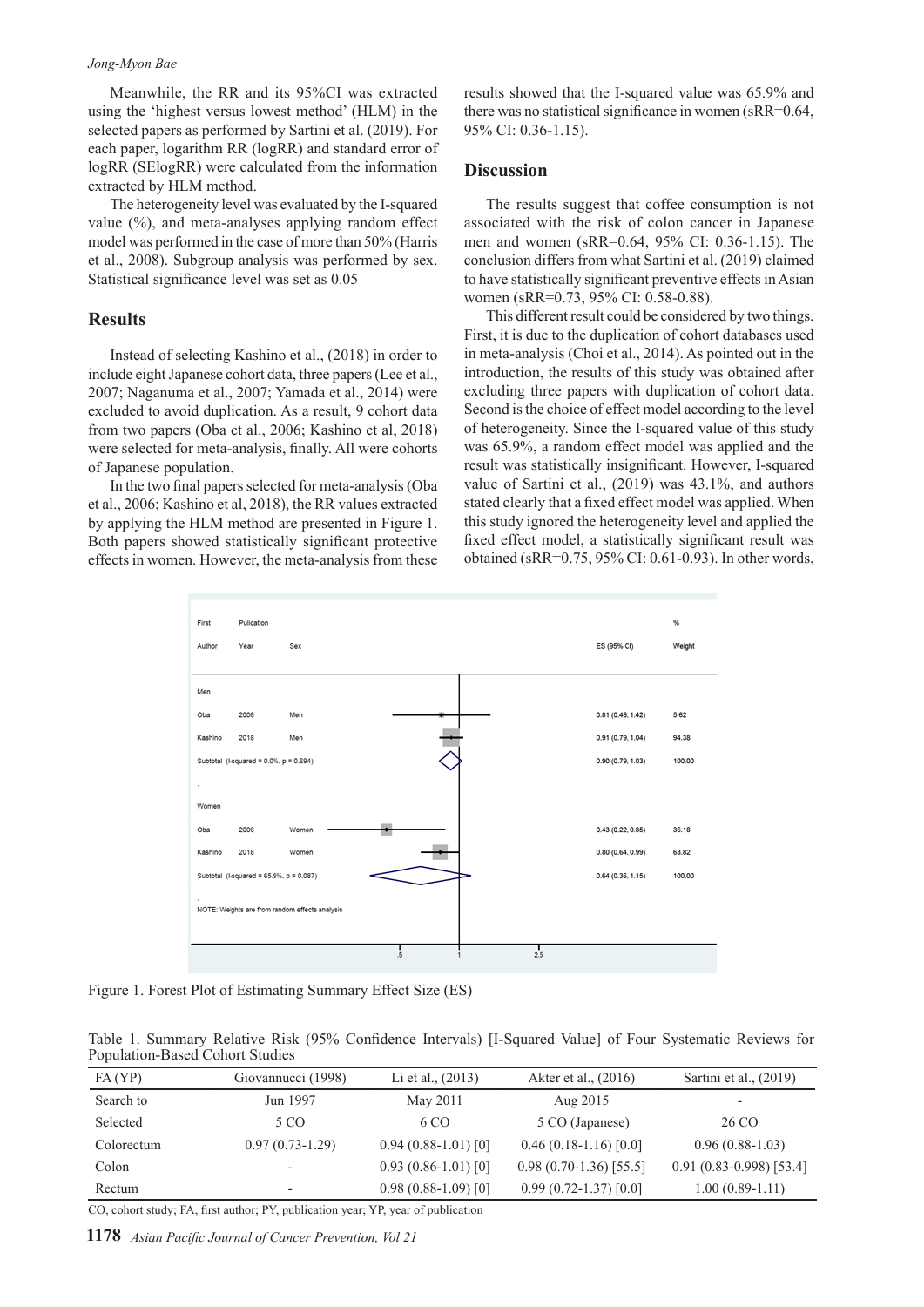Meanwhile, the RR and its 95%CI was extracted using the 'highest versus lowest method' (HLM) in the selected papers as performed by Sartini et al. (2019). For each paper, logarithm RR (logRR) and standard error of logRR (SElogRR) were calculated from the information extracted by HLM method.

The heterogeneity level was evaluated by the I-squared value (%), and meta-analyses applying random effect model was performed in the case of more than 50% (Harris et al., 2008). Subgroup analysis was performed by sex. Statistical significance level was set as 0.05

## Results

Instead of selecting Kashino et al., (2018) in order to include eight Japanese cohort data, three papers (Lee et al., 2007; Naganuma et al., 2007; Yamada et al., 2014) were excluded to avoid duplication. As a result, 9 cohort data from two papers (Oba et al., 2006; Kashino et al, 2018) were selected for meta-analysis, finally. All were cohorts of Japanese population.

In the two final papers selected for meta-analysis (Oba et al., 2006; Kashino et al, 2018), the RR values extracted by applying the HLM method are presented in Figure 1. Both papers showed statistically significant protective effects in women. However, the meta-analysis from these results showed that the I-squared value was 65.9% and there was no statistical significance in women (sRR=0.64, 95% CI: 0.36-1.15).

## Discussion

The results suggest that coffee consumption is not associated with the risk of colon cancer in Japanese men and women (sRR=0.64, 95% CI: 0.36-1.15). The conclusion differs from what Sartini et al. (2019) claimed to have statistically significant preventive effects in Asian women (sRR=0.73, 95% CI: 0.58-0.88).

This different result could be considered by two things. First, it is due to the duplication of cohort databases used in meta-analysis (Choi et al., 2014). As pointed out in the introduction, the results of this study was obtained after excluding three papers with duplication of cohort data. Second is the choice of effect model according to the level of heterogeneity. Since the I-squared value of this study was 65.9%, a random effect model was applied and the result was statistically insignificant. However, I-squared value of Sartini et al., (2019) was 43.1%, and authors stated clearly that a fixed effect model was applied. When this study ignored the heterogeneity level and applied the fixed effect model, a statistically significant result was obtained (sRR=0.75, 95% CI: 0.61-0.93). In other words,

| First Author | Pulication Year | Sex | ES (95% CI) | % Weight |
|---|---|---|---|---|
| Men | | | | |
| Oba | 2006 | Men | 0.81 (0.46, 1.42) | 5.62 |
| Kashino | 2018 | Men | 0.91 (0.79, 1.04) | 94.38 |
| Subtotal (I-squared = 0.0%, p = 0.694) | | | 0.90 (0.79, 1.03) | 100.00 |
| Women | | | | |
| Oba | 2006 | Women | 0.43 (0.22, 0.85) | 36.18 |
| Kashino | 2018 | Women | 0.80 (0.64, 0.99) | 63.82 |
| Subtotal (I-squared = 65.9%, p = 0.087) | | | 0.64 (0.36, 1.15) | 100.00 |

NOTE: Weights are from random effects analysis

Figure 1. Forest Plot of Estimating Summary Effect Size (ES)

Table 1. Summary Relative Risk (95% Confidence Intervals) [I-Squared Value] of Four Systematic Reviews for Population-Based Cohort Studies

| FA (YP) | Giovannucci (1998) | Li et al., (2013) | Akter et al., (2016) | Sartini et al., (2019) |
|---|---|---|---|---|
| Search to | Jun 1997 | May 2011 | Aug 2015 | - |
| Selected | 5 CO | 6 CO | 5 CO (Japanese) | 26 CO |
| Colorectum | 0.97 (0.73-1.29) | 0.94 (0.88-1.01) [0] | 0.46 (0.18-1.16) [0.0] | 0.96 (0.88-1.03) |
| Colon | - | 0.93 (0.86-1.01) [0] | 0.98 (0.70-1.36) [55.5] | 0.91 (0.83-0.998) [53.4] |
| Rectum | - | 0.98 (0.88-1.09) [0] | 0.99 (0.72-1.37) [0.0] | 1.00 (0.89-1.11) |

CO, cohort study; FA, first author; PY, publication year; YP, year of publication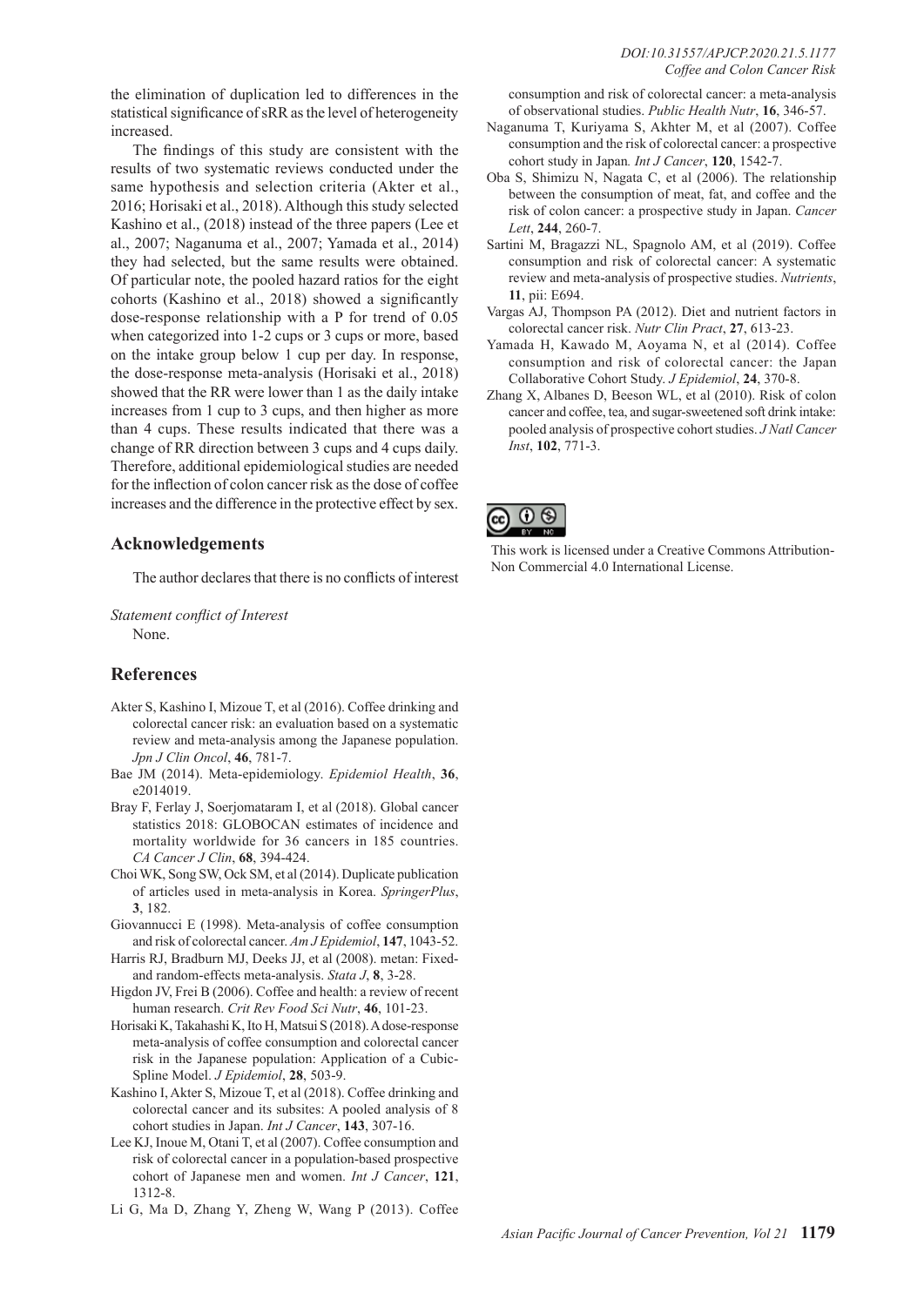the elimination of duplication led to differences in the statistical significance of sRR as the level of heterogeneity increased.

The findings of this study are consistent with the results of two systematic reviews conducted under the same hypothesis and selection criteria (Akter et al., 2016; Horisaki et al., 2018). Although this study selected Kashino et al., (2018) instead of the three papers (Lee et al., 2007; Naganuma et al., 2007; Yamada et al., 2014) they had selected, but the same results were obtained. Of particular note, the pooled hazard ratios for the eight cohorts (Kashino et al., 2018) showed a significantly dose-response relationship with a P for trend of 0.05 when categorized into 1-2 cups or 3 cups or more, based on the intake group below 1 cup per day. In response, the dose-response meta-analysis (Horisaki et al., 2018) showed that the RR were lower than 1 as the daily intake increases from 1 cup to 3 cups, and then higher as more than 4 cups. These results indicated that there was a change of RR direction between 3 cups and 4 cups daily. Therefore, additional epidemiological studies are needed for the inflection of colon cancer risk as the dose of coffee increases and the difference in the protective effect by sex.

## Acknowledgements

The author declares that there is no conflicts of interest

*Statement conflict of Interest*

None.

## References

- Akter S, Kashino I, Mizoue T, et al (2016). Coffee drinking and colorectal cancer risk: an evaluation based on a systematic review and meta-analysis among the Japanese population. *Jpn J Clin Oncol*, **46**, 781-7.
- Bae JM (2014). Meta-epidemiology. *Epidemiol Health*, **36**, e2014019.
- Bray F, Ferlay J, Soerjomataram I, et al (2018). Global cancer statistics 2018: GLOBOCAN estimates of incidence and mortality worldwide for 36 cancers in 185 countries. *CA Cancer J Clin*, **68**, 394-424.
- Choi WK, Song SW, Ock SM, et al (2014). Duplicate publication of articles used in meta-analysis in Korea. *SpringerPlus*, **3**, 182.
- Giovannucci E (1998). Meta-analysis of coffee consumption and risk of colorectal cancer. *Am J Epidemiol*, **147**, 1043-52.
- Harris RJ, Bradburn MJ, Deeks JJ, et al (2008). metan: Fixed- and random-effects meta-analysis. *Stata J*, **8**, 3-28.
- Higdon JV, Frei B (2006). Coffee and health: a review of recent human research. *Crit Rev Food Sci Nutr*, **46**, 101-23.
- Horisaki K, Takahashi K, Ito H, Matsui S (2018). A dose-response meta-analysis of coffee consumption and colorectal cancer risk in the Japanese population: Application of a Cubic-Spline Model. *J Epidemiol*, **28**, 503-9.
- Kashino I, Akter S, Mizoue T, et al (2018). Coffee drinking and colorectal cancer and its subsites: A pooled analysis of 8 cohort studies in Japan. *Int J Cancer*, **143**, 307-16.
- Lee KJ, Inoue M, Otani T, et al (2007). Coffee consumption and risk of colorectal cancer in a population-based prospective cohort of Japanese men and women. *Int J Cancer*, **121**, 1312-8.
- Li G, Ma D, Zhang Y, Zheng W, Wang P (2013). Coffee consumption and risk of colorectal cancer: a meta-analysis of observational studies. *Public Health Nutr*, **16**, 346-57.
- Naganuma T, Kuriyama S, Akhter M, et al (2007). Coffee consumption and the risk of colorectal cancer: a prospective cohort study in Japan. *Int J Cancer*, **120**, 1542-7.
- Oba S, Shimizu N, Nagata C, et al (2006). The relationship between the consumption of meat, fat, and coffee and the risk of colon cancer: a prospective study in Japan. *Cancer Lett*, **244**, 260-7.
- Sartini M, Bragazzi NL, Spagnolo AM, et al (2019). Coffee consumption and risk of colorectal cancer: A systematic review and meta-analysis of prospective studies. *Nutrients*, **11**, pii: E694.
- Vargas AJ, Thompson PA (2012). Diet and nutrient factors in colorectal cancer risk. *Nutr Clin Pract*, **27**, 613-23.
- Yamada H, Kawado M, Aoyama N, et al (2014). Coffee consumption and risk of colorectal cancer: the Japan Collaborative Cohort Study. *J Epidemiol*, **24**, 370-8.
- Zhang X, Albanes D, Beeson WL, et al (2010). Risk of colon cancer and coffee, tea, and sugar-sweetened soft drink intake: pooled analysis of prospective cohort studies. *J Natl Cancer Inst*, **102**, 771-3.

This work is licensed under a Creative Commons Attribution-Non Commercial 4.0 International License.